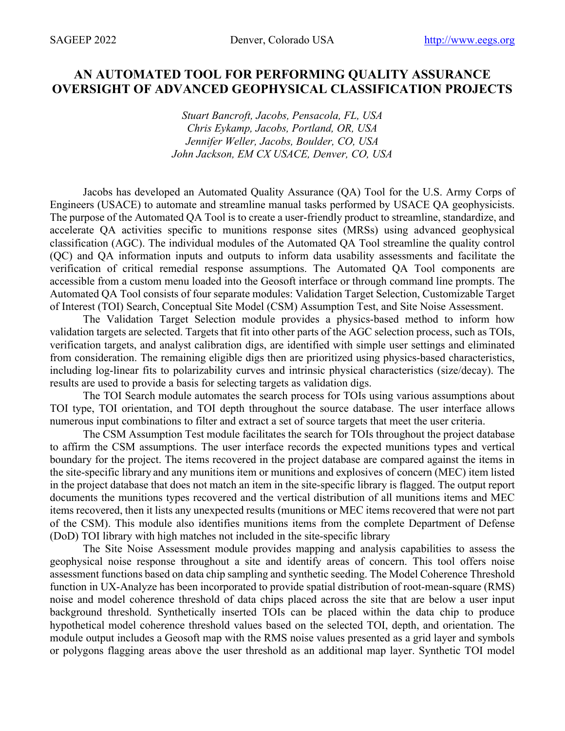# AN AUTOMATED TOOL FOR PERFORMING QUALITY ASSURANCE OVERSIGHT OF ADVANCED GEOPHYSICAL CLASSIFICATION PROJECTS

*Stuart Bancroft, Jacobs, Pensacola, FL, USA*
*Chris Eykamp, Jacobs, Portland, OR, USA*
*Jennifer Weller, Jacobs, Boulder, CO, USA*
*John Jackson, EM CX USACE, Denver, CO, USA*

Jacobs has developed an Automated Quality Assurance (QA) Tool for the U.S. Army Corps of Engineers (USACE) to automate and streamline manual tasks performed by USACE QA geophysicists. The purpose of the Automated QA Tool is to create a user-friendly product to streamline, standardize, and accelerate QA activities specific to munitions response sites (MRSs) using advanced geophysical classification (AGC). The individual modules of the Automated QA Tool streamline the quality control (QC) and QA information inputs and outputs to inform data usability assessments and facilitate the verification of critical remedial response assumptions. The Automated QA Tool components are accessible from a custom menu loaded into the Geosoft interface or through command line prompts. The Automated QA Tool consists of four separate modules: Validation Target Selection, Customizable Target of Interest (TOI) Search, Conceptual Site Model (CSM) Assumption Test, and Site Noise Assessment.

The Validation Target Selection module provides a physics-based method to inform how validation targets are selected. Targets that fit into other parts of the AGC selection process, such as TOIs, verification targets, and analyst calibration digs, are identified with simple user settings and eliminated from consideration. The remaining eligible digs then are prioritized using physics-based characteristics, including log-linear fits to polarizability curves and intrinsic physical characteristics (size/decay). The results are used to provide a basis for selecting targets as validation digs.

The TOI Search module automates the search process for TOIs using various assumptions about TOI type, TOI orientation, and TOI depth throughout the source database. The user interface allows numerous input combinations to filter and extract a set of source targets that meet the user criteria.

The CSM Assumption Test module facilitates the search for TOIs throughout the project database to affirm the CSM assumptions. The user interface records the expected munitions types and vertical boundary for the project. The items recovered in the project database are compared against the items in the site-specific library and any munitions item or munitions and explosives of concern (MEC) item listed in the project database that does not match an item in the site-specific library is flagged. The output report documents the munitions types recovered and the vertical distribution of all munitions items and MEC items recovered, then it lists any unexpected results (munitions or MEC items recovered that were not part of the CSM). This module also identifies munitions items from the complete Department of Defense (DoD) TOI library with high matches not included in the site-specific library

The Site Noise Assessment module provides mapping and analysis capabilities to assess the geophysical noise response throughout a site and identify areas of concern. This tool offers noise assessment functions based on data chip sampling and synthetic seeding. The Model Coherence Threshold function in UX-Analyze has been incorporated to provide spatial distribution of root-mean-square (RMS) noise and model coherence threshold of data chips placed across the site that are below a user input background threshold. Synthetically inserted TOIs can be placed within the data chip to produce hypothetical model coherence threshold values based on the selected TOI, depth, and orientation. The module output includes a Geosoft map with the RMS noise values presented as a grid layer and symbols or polygons flagging areas above the user threshold as an additional map layer. Synthetic TOI model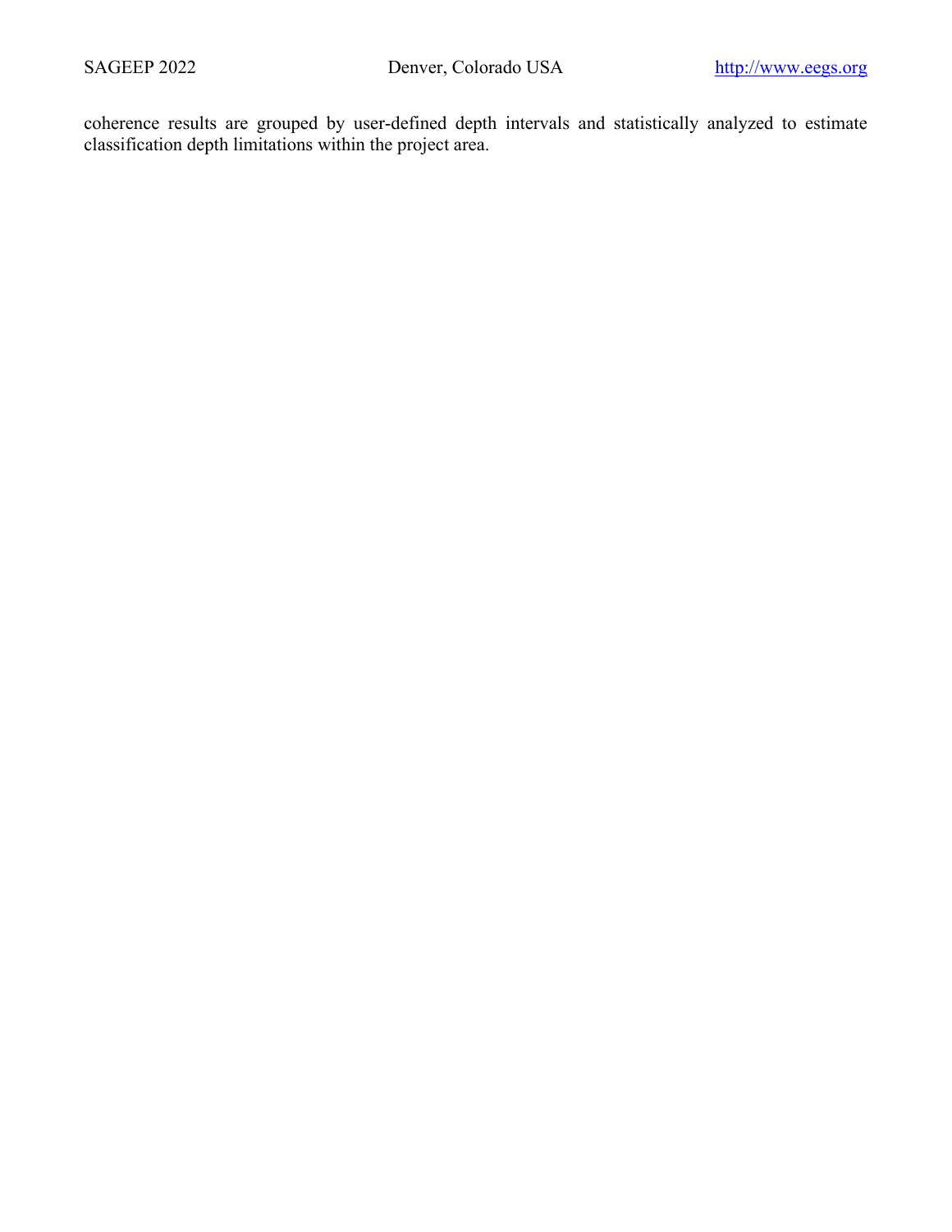coherence results are grouped by user-defined depth intervals and statistically analyzed to estimate classification depth limitations within the project area.